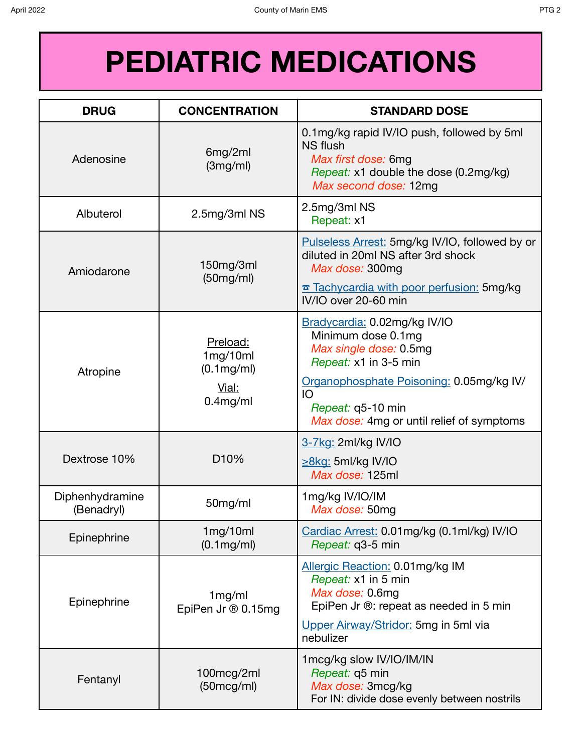# PEDIATRIC MEDICATIONS

| DRUG | CONCENTRATION | STANDARD DOSE |
|---|---|---|
| Adenosine | 6mg/2ml (3mg/ml) | 0.1mg/kg rapid IV/IO push, followed by 5ml NS flush<br>*Max first dose:* 6mg<br>*Repeat:* x1 double the dose (0.2mg/kg)<br>*Max second dose:* 12mg |
| Albuterol | 2.5mg/3ml NS | 2.5mg/3ml NS<br>Repeat: x1 |
| Amiodarone | 150mg/3ml (50mg/ml) | Pulseless Arrest: 5mg/kg IV/IO, followed by or diluted in 20ml NS after 3rd shock<br>*Max dose:* 300mg<br>☎ Tachycardia with poor perfusion: 5mg/kg IV/IO over 20-60 min |
| Atropine | Preload: 1mg/10ml (0.1mg/ml)<br>Vial: 0.4mg/ml | Bradycardia: 0.02mg/kg IV/IO<br>Minimum dose 0.1mg<br>*Max single dose:* 0.5mg<br>*Repeat:* x1 in 3-5 min<br>Organophosphate Poisoning: 0.05mg/kg IV/IO<br>*Repeat:* q5-10 min<br>*Max dose:* 4mg or until relief of symptoms |
| Dextrose 10% | D10% | 3-7kg: 2ml/kg IV/IO<br>≥8kg: 5ml/kg IV/IO<br>*Max dose:* 125ml |
| Diphenhydramine (Benadryl) | 50mg/ml | 1mg/kg IV/IO/IM<br>*Max dose:* 50mg |
| Epinephrine | 1mg/10ml (0.1mg/ml) | Cardiac Arrest: 0.01mg/kg (0.1ml/kg) IV/IO<br>*Repeat:* q3-5 min |
| Epinephrine | 1mg/ml<br>EpiPen Jr ® 0.15mg | Allergic Reaction: 0.01mg/kg IM<br>*Repeat:* x1 in 5 min<br>*Max dose:* 0.6mg<br>EpiPen Jr ®: repeat as needed in 5 min<br>Upper Airway/Stridor: 5mg in 5ml via nebulizer |
| Fentanyl | 100mcg/2ml (50mcg/ml) | 1mcg/kg slow IV/IO/IM/IN<br>*Repeat:* q5 min<br>*Max dose:* 3mcg/kg<br>For IN: divide dose evenly between nostrils |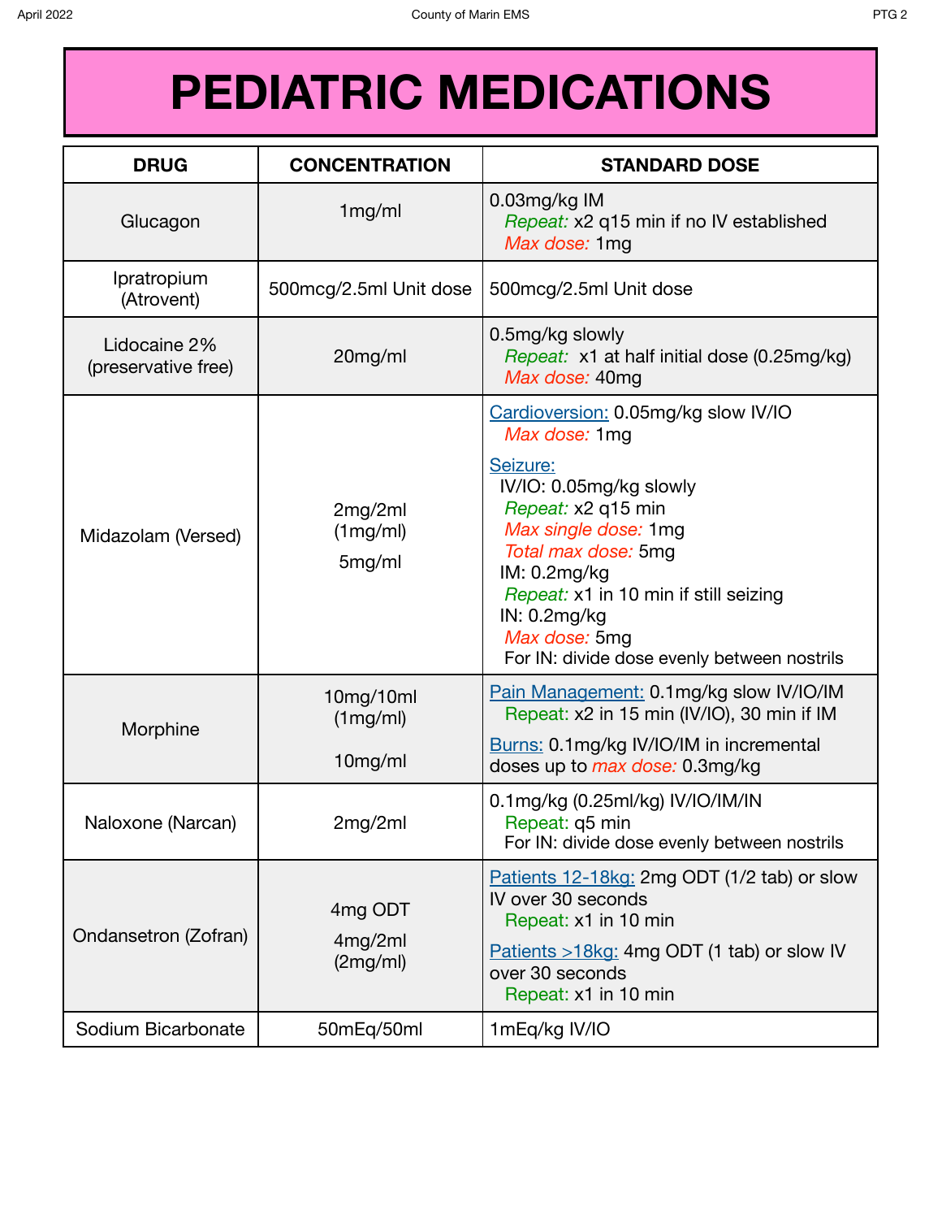# PEDIATRIC MEDICATIONS

| DRUG | CONCENTRATION | STANDARD DOSE |
|---|---|---|
| Glucagon | 1mg/ml | 0.03mg/kg IM<br>*Repeat:* x2 q15 min if no IV established<br>*Max dose:* 1mg |
| Ipratropium (Atrovent) | 500mcg/2.5ml Unit dose | 500mcg/2.5ml Unit dose |
| Lidocaine 2% (preservative free) | 20mg/ml | 0.5mg/kg slowly<br>*Repeat:* x1 at half initial dose (0.25mg/kg)<br>*Max dose:* 40mg |
| Midazolam (Versed) | 2mg/2ml (1mg/ml)<br>5mg/ml | Cardioversion: 0.05mg/kg slow IV/IO<br>*Max dose:* 1mg<br>Seizure:<br>IV/IO: 0.05mg/kg slowly<br>*Repeat:* x2 q15 min<br>*Max single dose:* 1mg<br>*Total max dose:* 5mg<br>IM: 0.2mg/kg<br>*Repeat:* x1 in 10 min if still seizing<br>IN: 0.2mg/kg<br>*Max dose:* 5mg<br>For IN: divide dose evenly between nostrils |
| Morphine | 10mg/10ml (1mg/ml)<br>10mg/ml | Pain Management: 0.1mg/kg slow IV/IO/IM<br>Repeat: x2 in 15 min (IV/IO), 30 min if IM<br>Burns: 0.1mg/kg IV/IO/IM in incremental doses up to *max dose:* 0.3mg/kg |
| Naloxone (Narcan) | 2mg/2ml | 0.1mg/kg (0.25ml/kg) IV/IO/IM/IN<br>Repeat: q5 min<br>For IN: divide dose evenly between nostrils |
| Ondansetron (Zofran) | 4mg ODT<br>4mg/2ml (2mg/ml) | Patients 12-18kg: 2mg ODT (1/2 tab) or slow IV over 30 seconds<br>Repeat: x1 in 10 min<br>Patients >18kg: 4mg ODT (1 tab) or slow IV over 30 seconds<br>Repeat: x1 in 10 min |
| Sodium Bicarbonate | 50mEq/50ml | 1mEq/kg IV/IO |